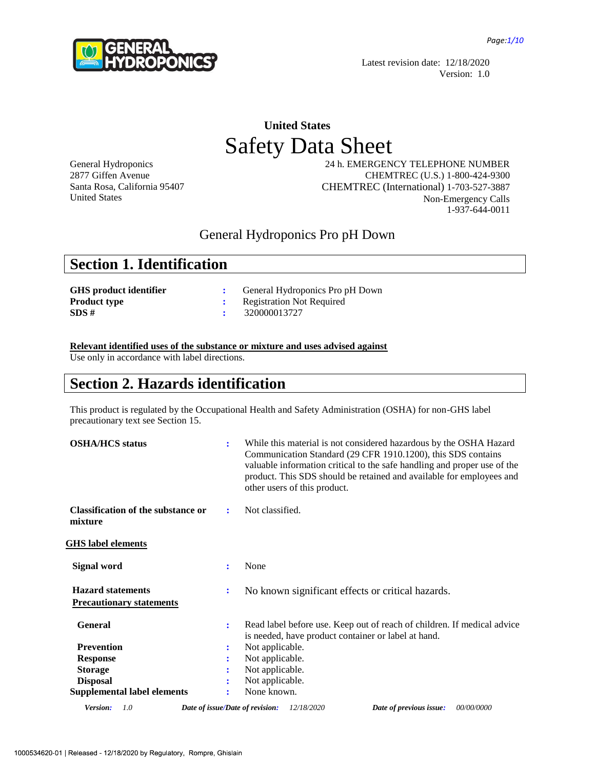Latest revision date: 12/18/2020
Version: 1.0

# United States
# Safety Data Sheet

General Hydroponics
2877 Giffen Avenue
Santa Rosa, California 95407
United States

24 h. EMERGENCY TELEPHONE NUMBER
CHEMTREC (U.S.) 1-800-424-9300
CHEMTREC (International) 1-703-527-3887
Non-Emergency Calls
1-937-644-0011

## General Hydroponics Pro pH Down

## Section 1. Identification

| | | |
|---|---|---|
| **GHS product identifier** | : | General Hydroponics Pro pH Down |
| **Product type** | : | Registration Not Required |
| **SDS #** | : | 320000013727 |

**Relevant identified uses of the substance or mixture and uses advised against**
Use only in accordance with label directions.

## Section 2. Hazards identification

This product is regulated by the Occupational Health and Safety Administration (OSHA) for non-GHS label precautionary text see Section 15.

| | | |
|---|---|---|
| **OSHA/HCS status** | : | While this material is not considered hazardous by the OSHA Hazard Communication Standard (29 CFR 1910.1200), this SDS contains valuable information critical to the safe handling and proper use of the product. This SDS should be retained and available for employees and other users of this product. |
| **Classification of the substance or mixture** | : | Not classified. |

**GHS label elements**

| | | |
|---|---|---|
| **Signal word** | : | None |
| **Hazard statements** | : | No known significant effects or critical hazards. |

**Precautionary statements**

| | | |
|---|---|---|
| **General** | : | Read label before use. Keep out of reach of children. If medical advice is needed, have product container or label at hand. |
| **Prevention** | : | Not applicable. |
| **Response** | : | Not applicable. |
| **Storage** | : | Not applicable. |
| **Disposal** | : | Not applicable. |
| **Supplemental label elements** | : | None known. |

*Version:* *1.0* *Date of issue/Date of revision:* *12/18/2020* *Date of previous issue:* *00/00/0000*

1000534620-01 | Released - 12/18/2020 by Regulatory, Rompre, Ghislain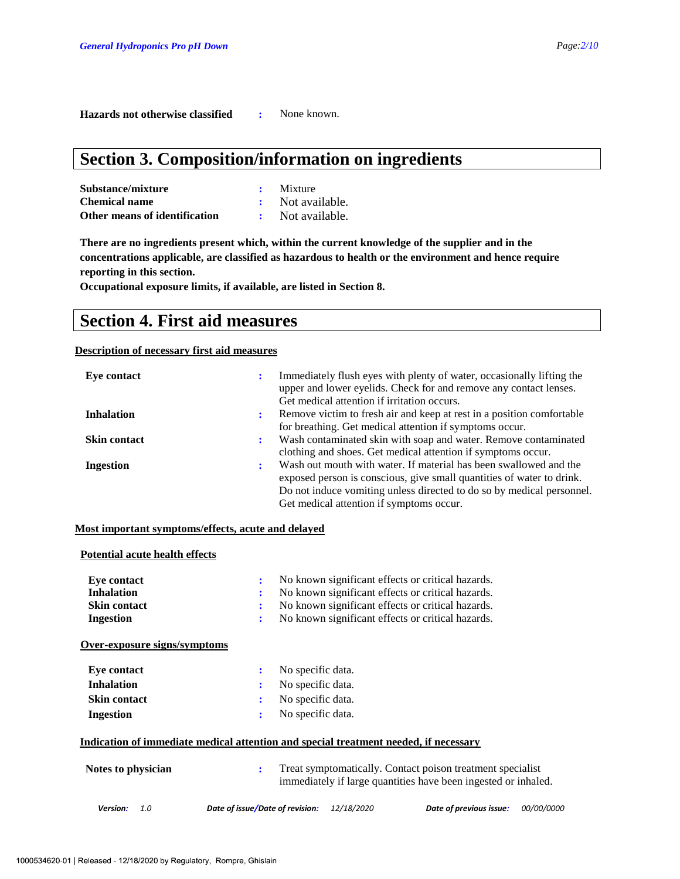**Hazards not otherwise classified** : None known.

## Section 3. Composition/information on ingredients

| | |
|---|---|
| **Substance/mixture** | Mixture |
| **Chemical name** | Not available. |
| **Other means of identification** | Not available. |

**There are no ingredients present which, within the current knowledge of the supplier and in the concentrations applicable, are classified as hazardous to health or the environment and hence require reporting in this section.**
**Occupational exposure limits, if available, are listed in Section 8.**

## Section 4. First aid measures

**Description of necessary first aid measures**

| | |
|---|---|
| **Eye contact** | Immediately flush eyes with plenty of water, occasionally lifting the upper and lower eyelids. Check for and remove any contact lenses. Get medical attention if irritation occurs. |
| **Inhalation** | Remove victim to fresh air and keep at rest in a position comfortable for breathing. Get medical attention if symptoms occur. |
| **Skin contact** | Wash contaminated skin with soap and water. Remove contaminated clothing and shoes. Get medical attention if symptoms occur. |
| **Ingestion** | Wash out mouth with water. If material has been swallowed and the exposed person is conscious, give small quantities of water to drink. Do not induce vomiting unless directed to do so by medical personnel. Get medical attention if symptoms occur. |

**Most important symptoms/effects, acute and delayed**

**Potential acute health effects**

| | |
|---|---|
| **Eye contact** | No known significant effects or critical hazards. |
| **Inhalation** | No known significant effects or critical hazards. |
| **Skin contact** | No known significant effects or critical hazards. |
| **Ingestion** | No known significant effects or critical hazards. |

**Over-exposure signs/symptoms**

| | |
|---|---|
| **Eye contact** | No specific data. |
| **Inhalation** | No specific data. |
| **Skin contact** | No specific data. |
| **Ingestion** | No specific data. |

**Indication of immediate medical attention and special treatment needed, if necessary**

| | |
|---|---|
| **Notes to physician** | Treat symptomatically. Contact poison treatment specialist immediately if large quantities have been ingested or inhaled. |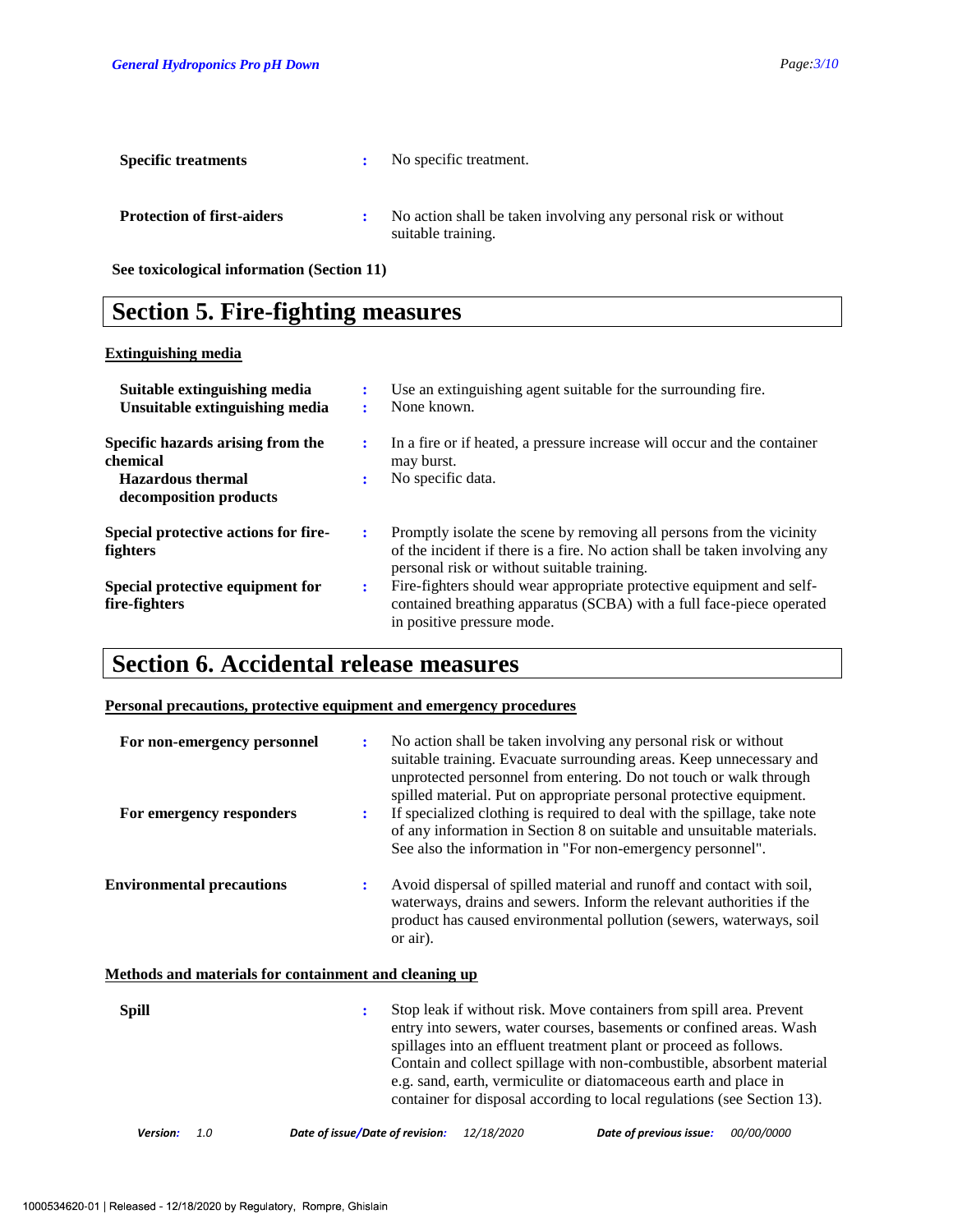| | | |
|---|---|---|
| **Specific treatments** | : | No specific treatment. |
| **Protection of first-aiders** | : | No action shall be taken involving any personal risk or without suitable training. |

**See toxicological information (Section 11)**

# Section 5. Fire-fighting measures

**Extinguishing media**

| | | |
|---|---|---|
| **Suitable extinguishing media** | : | Use an extinguishing agent suitable for the surrounding fire. |
| **Unsuitable extinguishing media** | : | None known. |
| **Specific hazards arising from the chemical** | : | In a fire or if heated, a pressure increase will occur and the container may burst. |
| **Hazardous thermal decomposition products** | : | No specific data. |
| **Special protective actions for fire-fighters** | : | Promptly isolate the scene by removing all persons from the vicinity of the incident if there is a fire. No action shall be taken involving any personal risk or without suitable training. |
| **Special protective equipment for fire-fighters** | : | Fire-fighters should wear appropriate protective equipment and self-contained breathing apparatus (SCBA) with a full face-piece operated in positive pressure mode. |

# Section 6. Accidental release measures

**Personal precautions, protective equipment and emergency procedures**

| | | |
|---|---|---|
| **For non-emergency personnel** | : | No action shall be taken involving any personal risk or without suitable training. Evacuate surrounding areas. Keep unnecessary and unprotected personnel from entering. Do not touch or walk through spilled material. Put on appropriate personal protective equipment. |
| **For emergency responders** | : | If specialized clothing is required to deal with the spillage, take note of any information in Section 8 on suitable and unsuitable materials. See also the information in "For non-emergency personnel". |
| **Environmental precautions** | : | Avoid dispersal of spilled material and runoff and contact with soil, waterways, drains and sewers. Inform the relevant authorities if the product has caused environmental pollution (sewers, waterways, soil or air). |

**Methods and materials for containment and cleaning up**

| | | |
|---|---|---|
| **Spill** | : | Stop leak if without risk. Move containers from spill area. Prevent entry into sewers, water courses, basements or confined areas. Wash spillages into an effluent treatment plant or proceed as follows. Contain and collect spillage with non-combustible, absorbent material e.g. sand, earth, vermiculite or diatomaceous earth and place in container for disposal according to local regulations (see Section 13). |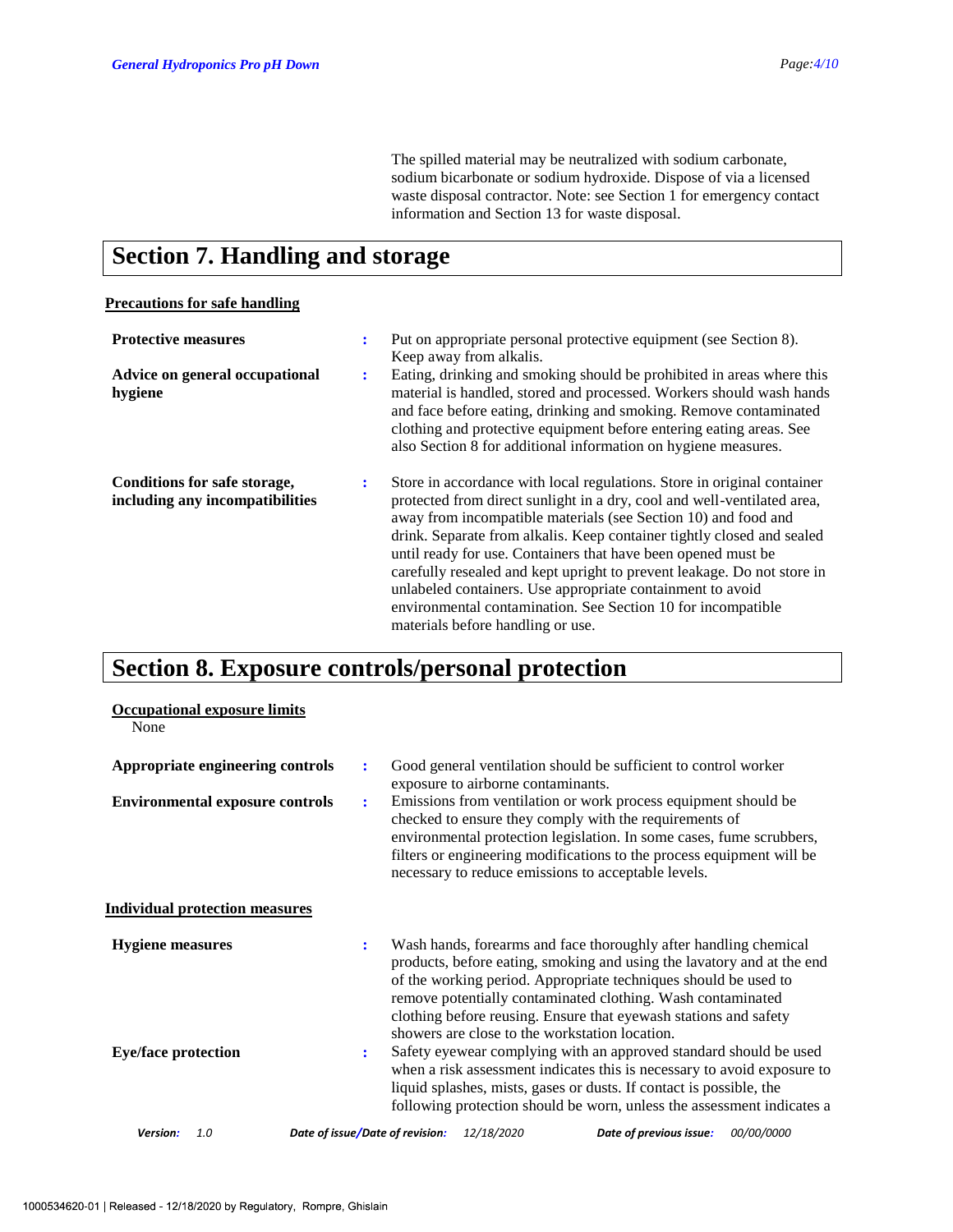The spilled material may be neutralized with sodium carbonate, sodium bicarbonate or sodium hydroxide. Dispose of via a licensed waste disposal contractor. Note: see Section 1 for emergency contact information and Section 13 for waste disposal.

## Section 7. Handling and storage

### Precautions for safe handling

**Protective measures** : Put on appropriate personal protective equipment (see Section 8). Keep away from alkalis.

**Advice on general occupational hygiene** : Eating, drinking and smoking should be prohibited in areas where this material is handled, stored and processed. Workers should wash hands and face before eating, drinking and smoking. Remove contaminated clothing and protective equipment before entering eating areas. See also Section 8 for additional information on hygiene measures.

**Conditions for safe storage, including any incompatibilities** : Store in accordance with local regulations. Store in original container protected from direct sunlight in a dry, cool and well-ventilated area, away from incompatible materials (see Section 10) and food and drink. Separate from alkalis. Keep container tightly closed and sealed until ready for use. Containers that have been opened must be carefully resealed and kept upright to prevent leakage. Do not store in unlabeled containers. Use appropriate containment to avoid environmental contamination. See Section 10 for incompatible materials before handling or use.

## Section 8. Exposure controls/personal protection

### Occupational exposure limits

None

**Appropriate engineering controls** : Good general ventilation should be sufficient to control worker exposure to airborne contaminants.

**Environmental exposure controls** : Emissions from ventilation or work process equipment should be checked to ensure they comply with the requirements of environmental protection legislation. In some cases, fume scrubbers, filters or engineering modifications to the process equipment will be necessary to reduce emissions to acceptable levels.

### Individual protection measures

**Hygiene measures** : Wash hands, forearms and face thoroughly after handling chemical products, before eating, smoking and using the lavatory and at the end of the working period. Appropriate techniques should be used to remove potentially contaminated clothing. Wash contaminated clothing before reusing. Ensure that eyewash stations and safety showers are close to the workstation location.

**Eye/face protection** : Safety eyewear complying with an approved standard should be used when a risk assessment indicates this is necessary to avoid exposure to liquid splashes, mists, gases or dusts. If contact is possible, the following protection should be worn, unless the assessment indicates a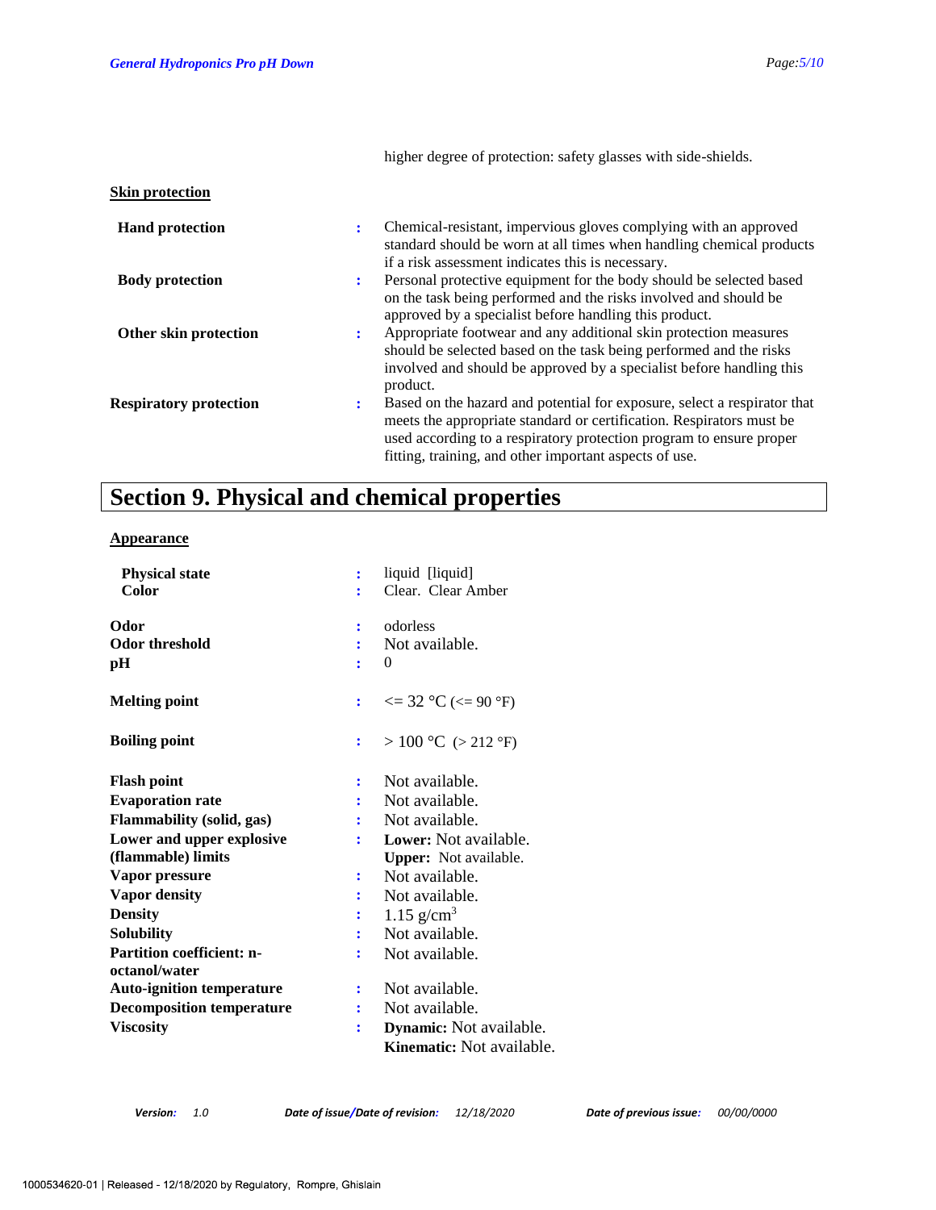higher degree of protection: safety glasses with side-shields.

**Skin protection**

| | | |
|---|---|---|
| **Hand protection** | : | Chemical-resistant, impervious gloves complying with an approved standard should be worn at all times when handling chemical products if a risk assessment indicates this is necessary. |
| **Body protection** | : | Personal protective equipment for the body should be selected based on the task being performed and the risks involved and should be approved by a specialist before handling this product. |
| **Other skin protection** | : | Appropriate footwear and any additional skin protection measures should be selected based on the task being performed and the risks involved and should be approved by a specialist before handling this product. |
| **Respiratory protection** | : | Based on the hazard and potential for exposure, select a respirator that meets the appropriate standard or certification. Respirators must be used according to a respiratory protection program to ensure proper fitting, training, and other important aspects of use. |

# Section 9. Physical and chemical properties

**Appearance**

| | | |
|---|---|---|
| **Physical state** | : | liquid [liquid] |
| **Color** | : | Clear. Clear Amber |
| **Odor** | : | odorless |
| **Odor threshold** | : | Not available. |
| **pH** | : | 0 |
| **Melting point** | : | <= 32 °C (<= 90 °F) |
| **Boiling point** | : | > 100 °C (> 212 °F) |
| **Flash point** | : | Not available. |
| **Evaporation rate** | : | Not available. |
| **Flammability (solid, gas)** | : | Not available. |
| **Lower and upper explosive (flammable) limits** | : | **Lower:** Not available. **Upper:** Not available. |
| **Vapor pressure** | : | Not available. |
| **Vapor density** | : | Not available. |
| **Density** | : | 1.15 $g/cm^3$ |
| **Solubility** | : | Not available. |
| **Partition coefficient: n-octanol/water** | : | Not available. |
| **Auto-ignition temperature** | : | Not available. |
| **Decomposition temperature** | : | Not available. |
| **Viscosity** | : | **Dynamic:** Not available. **Kinematic:** Not available. |

*Version:* 1.0 *Date of issue/Date of revision:* 12/18/2020 *Date of previous issue:* 00/00/0000

1000534620-01 | Released - 12/18/2020 by Regulatory, Rompre, Ghislain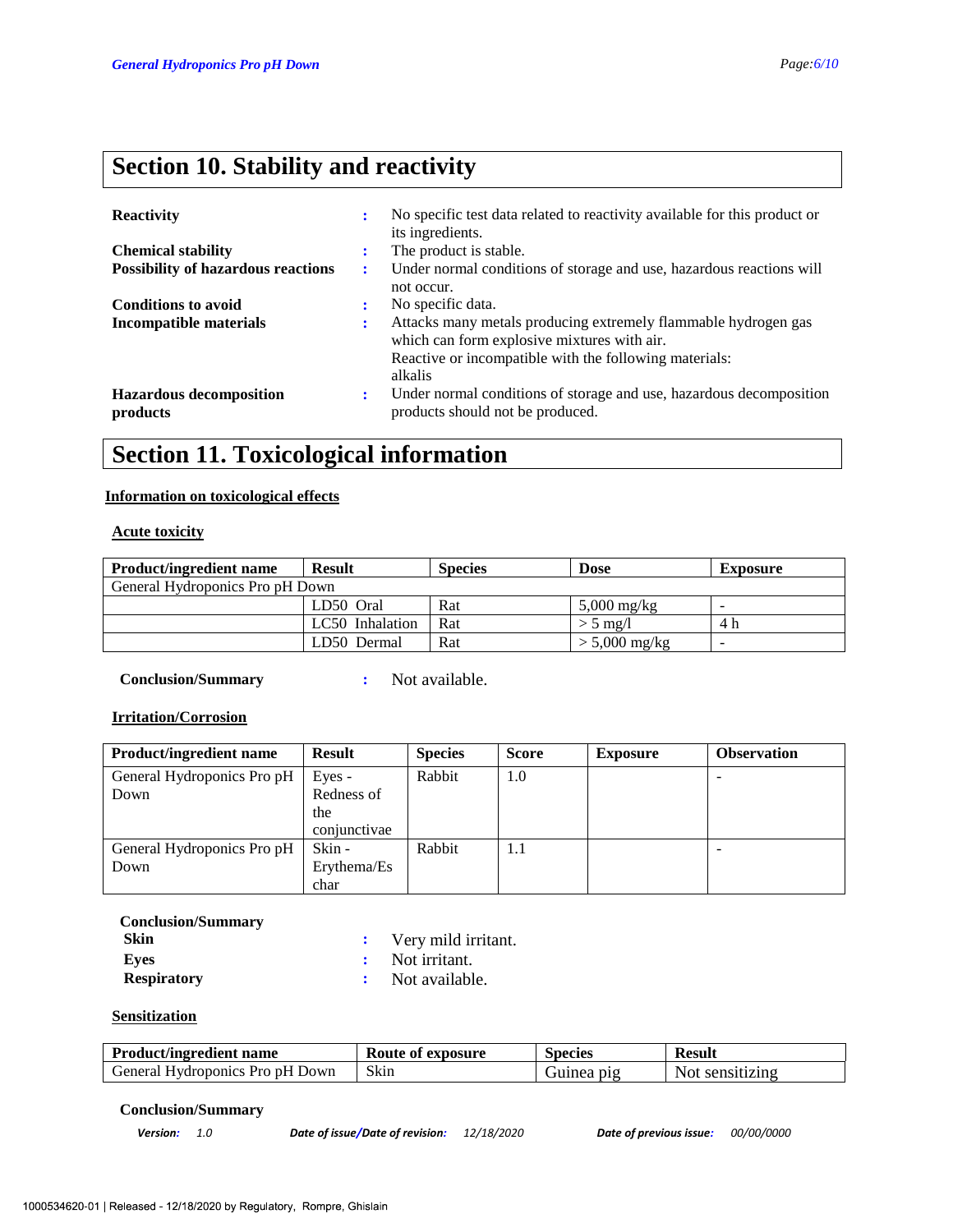# Section 10. Stability and reactivity

**Reactivity** : No specific test data related to reactivity available for this product or its ingredients.

**Chemical stability** : The product is stable.

**Possibility of hazardous reactions** : Under normal conditions of storage and use, hazardous reactions will not occur.

**Conditions to avoid** : No specific data.

**Incompatible materials** : Attacks many metals producing extremely flammable hydrogen gas which can form explosive mixtures with air.
Reactive or incompatible with the following materials:
alkalis

**Hazardous decomposition products** : Under normal conditions of storage and use, hazardous decomposition products should not be produced.

# Section 11. Toxicological information

## Information on toxicological effects

### Acute toxicity

| Product/ingredient name | Result | Species | Dose | Exposure |
|---|---|---|---|---|
| General Hydroponics Pro pH Down | | | | |
| | LD50 Oral | Rat | 5,000 mg/kg | - |
| | LC50 Inhalation | Rat | > 5 mg/l | 4 h |
| | LD50 Dermal | Rat | > 5,000 mg/kg | - |

**Conclusion/Summary** : Not available.

### Irritation/Corrosion

| Product/ingredient name | Result | Species | Score | Exposure | Observation |
|---|---|---|---|---|---|
| General Hydroponics Pro pH Down | Eyes - Redness of the conjunctivae | Rabbit | 1.0 | | - |
| General Hydroponics Pro pH Down | Skin - Erythema/Eschar | Rabbit | 1.1 | | - |

**Conclusion/Summary**

**Skin** : Very mild irritant.

**Eyes** : Not irritant.

**Respiratory** : Not available.

### Sensitization

| Product/ingredient name | Route of exposure | Species | Result |
|---|---|---|---|
| General Hydroponics Pro pH Down | Skin | Guinea pig | Not sensitizing |

**Conclusion/Summary**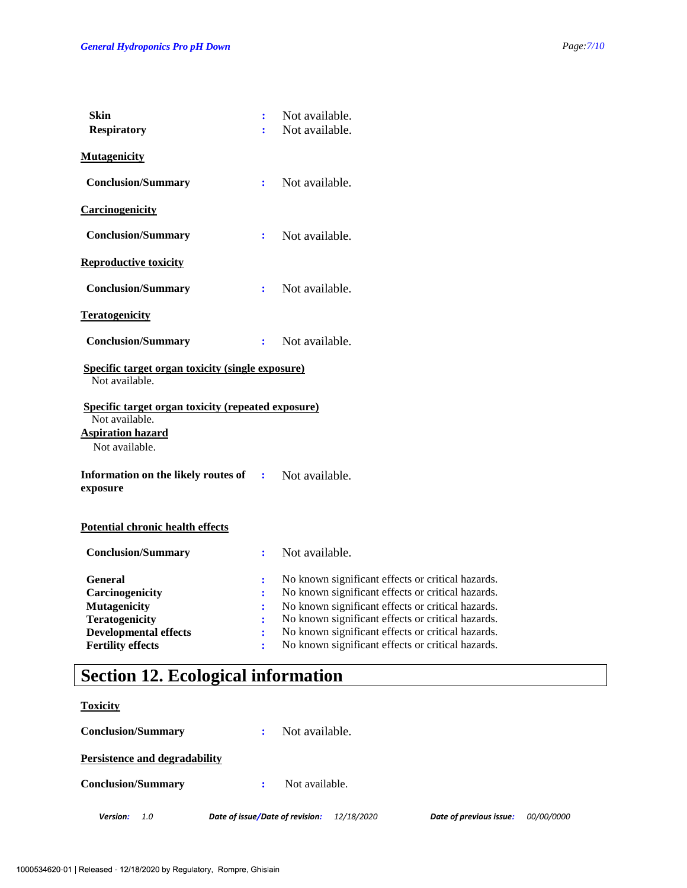**Skin** : Not available.
**Respiratory** : Not available.

**Mutagenicity**

**Conclusion/Summary** : Not available.

**Carcinogenicity**

**Conclusion/Summary** : Not available.

**Reproductive toxicity**

**Conclusion/Summary** : Not available.

**Teratogenicity**

**Conclusion/Summary** : Not available.

**Specific target organ toxicity (single exposure)**

Not available.

**Specific target organ toxicity (repeated exposure)**

Not available.

**Aspiration hazard**

Not available.

**Information on the likely routes of exposure** : Not available.

**Potential chronic health effects**

**Conclusion/Summary** : Not available.

**General** : No known significant effects or critical hazards.
**Carcinogenicity** : No known significant effects or critical hazards.
**Mutagenicity** : No known significant effects or critical hazards.
**Teratogenicity** : No known significant effects or critical hazards.
**Developmental effects** : No known significant effects or critical hazards.
**Fertility effects** : No known significant effects or critical hazards.

# Section 12. Ecological information

**Toxicity**

**Conclusion/Summary** : Not available.

**Persistence and degradability**

**Conclusion/Summary** : Not available.

*Version: 1.0 Date of issue/Date of revision: 12/18/2020 Date of previous issue: 00/00/0000*

1000534620-01 | Released - 12/18/2020 by Regulatory, Rompre, Ghislain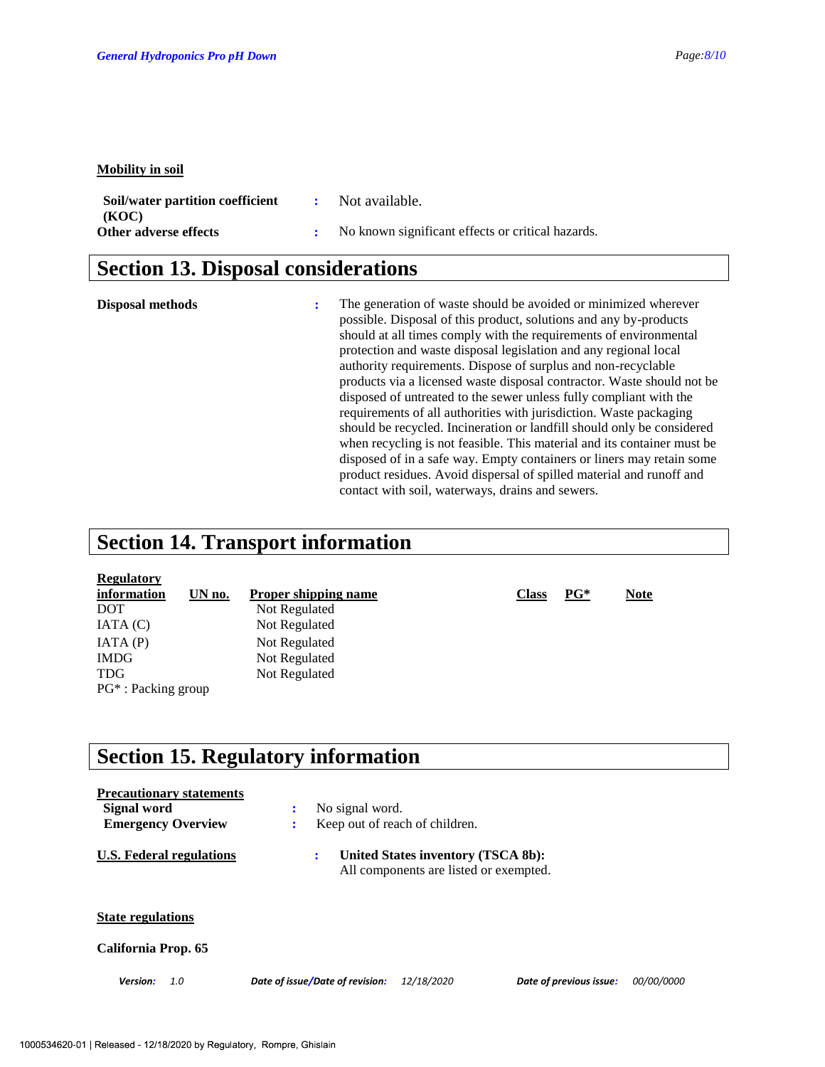**Mobility in soil**

**Soil/water partition coefficient (KOC)** : Not available.

**Other adverse effects** : No known significant effects or critical hazards.

## Section 13. Disposal considerations

**Disposal methods** : The generation of waste should be avoided or minimized wherever possible. Disposal of this product, solutions and any by-products should at all times comply with the requirements of environmental protection and waste disposal legislation and any regional local authority requirements. Dispose of surplus and non-recyclable products via a licensed waste disposal contractor. Waste should not be disposed of untreated to the sewer unless fully compliant with the requirements of all authorities with jurisdiction. Waste packaging should be recycled. Incineration or landfill should only be considered when recycling is not feasible. This material and its container must be disposed of in a safe way. Empty containers or liners may retain some product residues. Avoid dispersal of spilled material and runoff and contact with soil, waterways, drains and sewers.

## Section 14. Transport information

| Regulatory information | UN no. | Proper shipping name | Class | PG* | Note |
|---|---|---|---|---|---|
| DOT | | Not Regulated | | | |
| IATA (C) | | Not Regulated | | | |
| IATA (P) | | Not Regulated | | | |
| IMDG | | Not Regulated | | | |
| TDG | | Not Regulated | | | |

PG* : Packing group

## Section 15. Regulatory information

**Precautionary statements**

**Signal word** : No signal word.

**Emergency Overview** : Keep out of reach of children.

**U.S. Federal regulations** : **United States inventory (TSCA 8b):** All components are listed or exempted.

**State regulations**

**California Prop. 65**

*Version: 1.0* *Date of issue/Date of revision: 12/18/2020* *Date of previous issue: 00/00/0000*

1000534620-01 | Released - 12/18/2020 by Regulatory, Rompre, Ghislain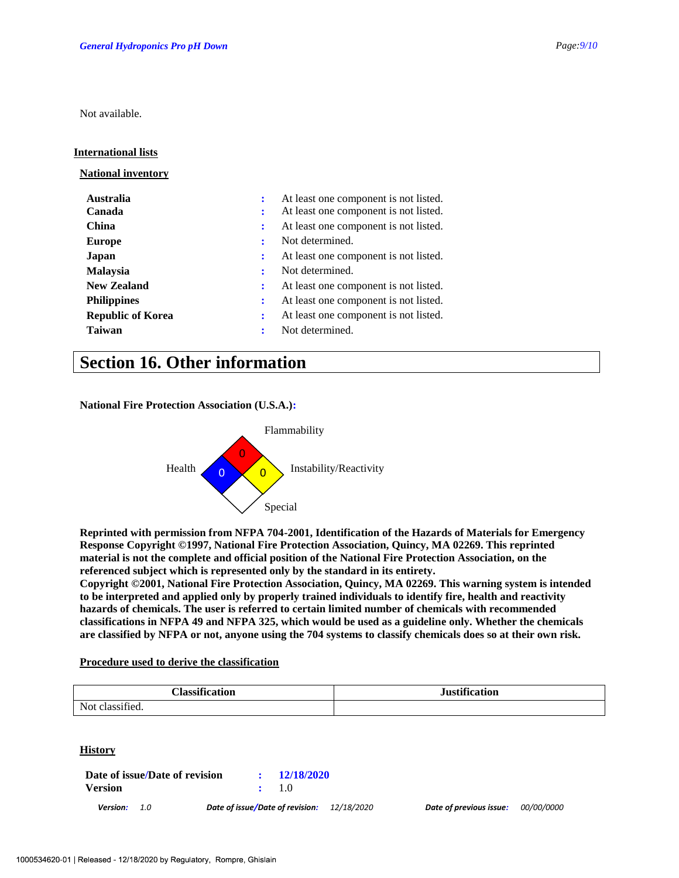Not available.

## International lists

### National inventory

| | | |
|---|---|---|
| **Australia** | : | At least one component is not listed. |
| **Canada** | : | At least one component is not listed. |
| **China** | : | At least one component is not listed. |
| **Europe** | : | Not determined. |
| **Japan** | : | At least one component is not listed. |
| **Malaysia** | : | Not determined. |
| **New Zealand** | : | At least one component is not listed. |
| **Philippines** | : | At least one component is not listed. |
| **Republic of Korea** | : | At least one component is not listed. |
| **Taiwan** | : | Not determined. |

# Section 16. Other information

**National Fire Protection Association (U.S.A.):**

Flammability: 0
Health: 0
Instability/Reactivity: 0
Special:

**Reprinted with permission from NFPA 704-2001, Identification of the Hazards of Materials for Emergency Response Copyright ©1997, National Fire Protection Association, Quincy, MA 02269. This reprinted material is not the complete and official position of the National Fire Protection Association, on the referenced subject which is represented only by the standard in its entirety.**
**Copyright ©2001, National Fire Protection Association, Quincy, MA 02269. This warning system is intended to be interpreted and applied only by properly trained individuals to identify fire, health and reactivity hazards of chemicals. The user is referred to certain limited number of chemicals with recommended classifications in NFPA 49 and NFPA 325, which would be used as a guideline only. Whether the chemicals are classified by NFPA or not, anyone using the 704 systems to classify chemicals does so at their own risk.**

### Procedure used to derive the classification

| Classification | Justification |
|---|---|
| Not classified. | |

### History

| | | |
|---|---|---|
| **Date of issue/Date of revision** | : | **12/18/2020** |
| **Version** | : | 1.0 |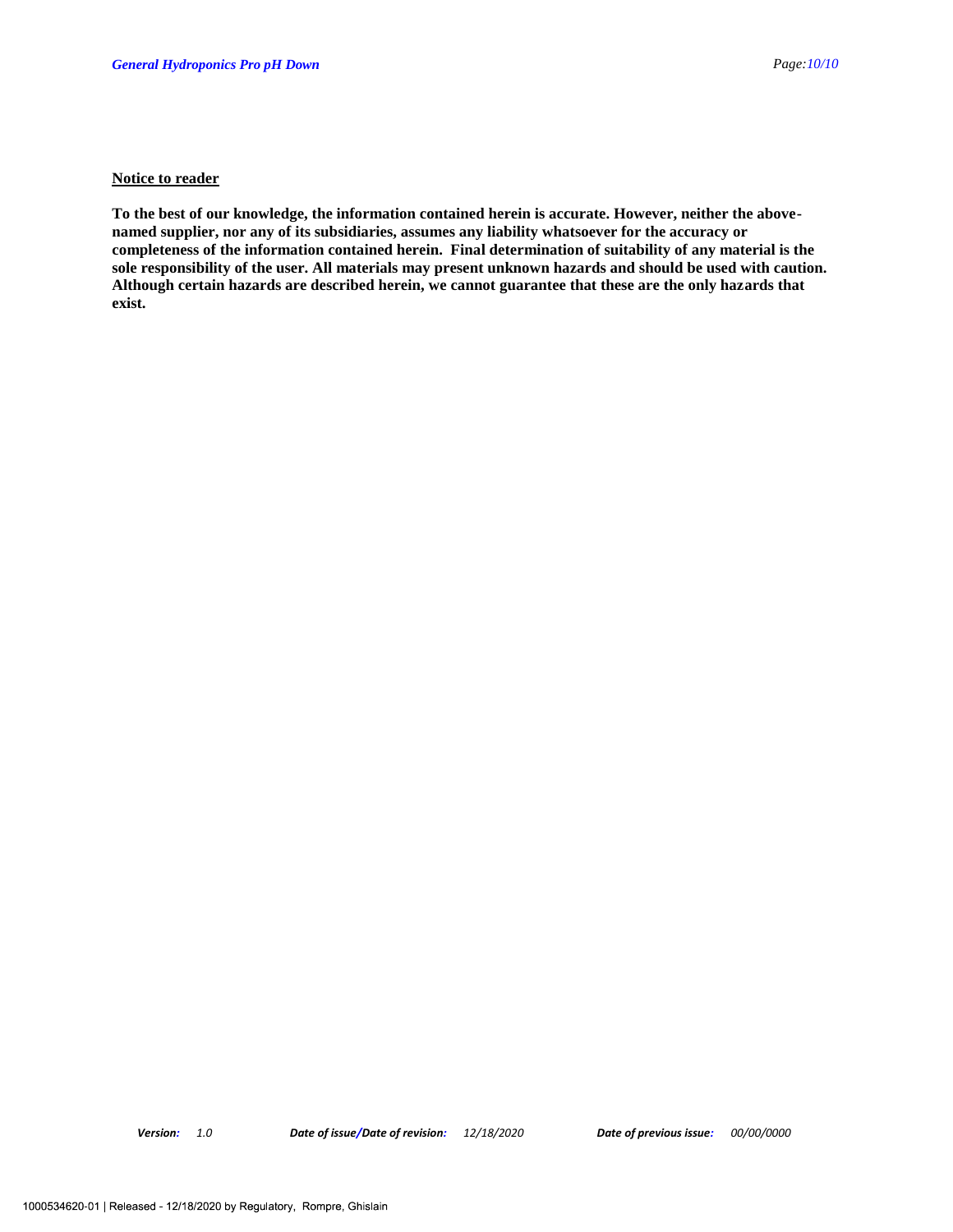**Notice to reader**

**To the best of our knowledge, the information contained herein is accurate. However, neither the above-named supplier, nor any of its subsidiaries, assumes any liability whatsoever for the accuracy or completeness of the information contained herein. Final determination of suitability of any material is the sole responsibility of the user. All materials may present unknown hazards and should be used with caution. Although certain hazards are described herein, we cannot guarantee that these are the only hazards that exist.**